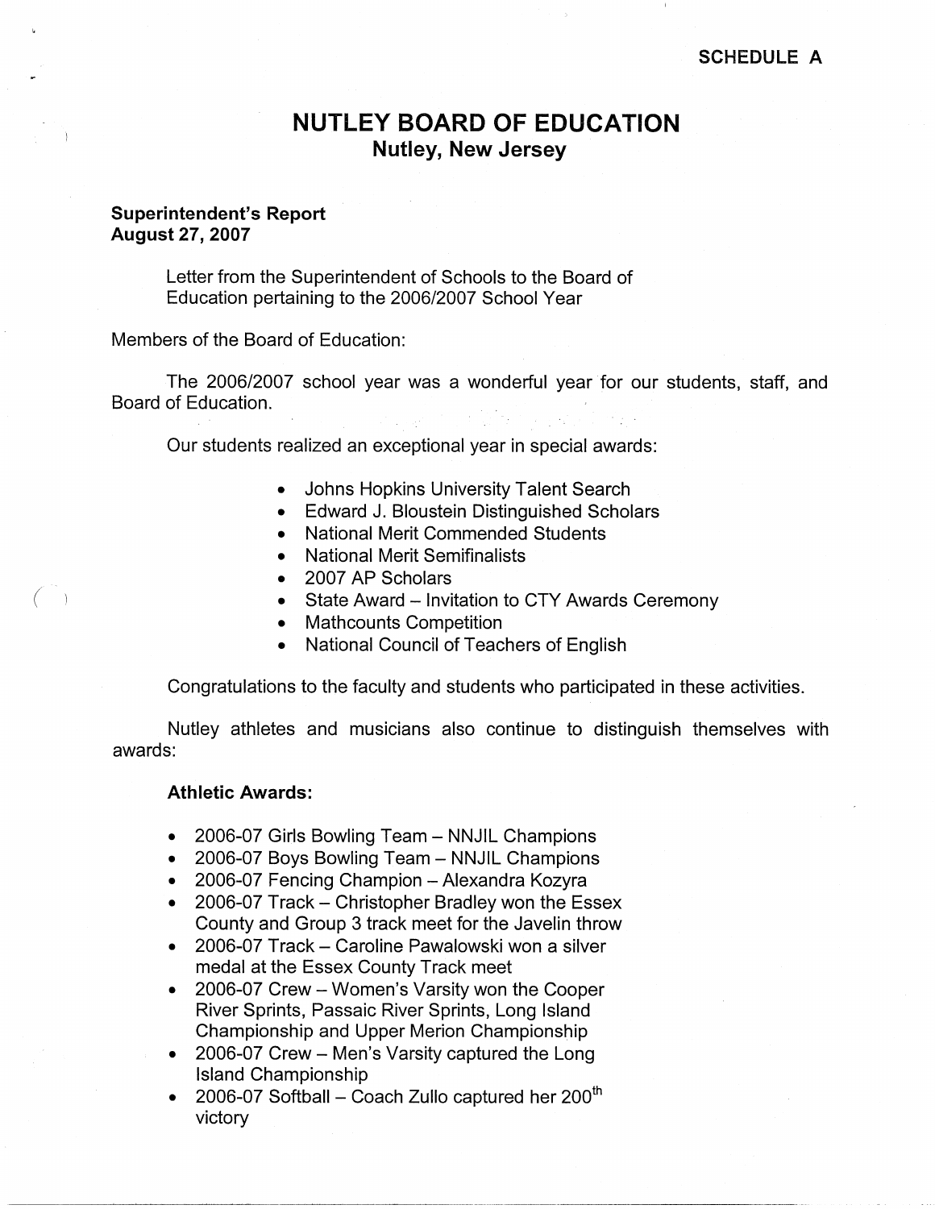SCHEDULE A

# NUTLEY BOARD OF EDUCATION
## Nutley, New Jersey

**Superintendent's Report**
**August 27, 2007**

Letter from the Superintendent of Schools to the Board of Education pertaining to the 2006/2007 School Year

Members of the Board of Education:

The 2006/2007 school year was a wonderful year for our students, staff, and Board of Education.

Our students realized an exceptional year in special awards:

- Johns Hopkins University Talent Search
- Edward J. Bloustein Distinguished Scholars
- National Merit Commended Students
- National Merit Semifinalists
- 2007 AP Scholars
- State Award – Invitation to CTY Awards Ceremony
- Mathcounts Competition
- National Council of Teachers of English

Congratulations to the faculty and students who participated in these activities.

Nutley athletes and musicians also continue to distinguish themselves with awards:

**Athletic Awards:**

- 2006-07 Girls Bowling Team – NNJIL Champions
- 2006-07 Boys Bowling Team – NNJIL Champions
- 2006-07 Fencing Champion – Alexandra Kozyra
- 2006-07 Track – Christopher Bradley won the Essex County and Group 3 track meet for the Javelin throw
- 2006-07 Track – Caroline Pawalowski won a silver medal at the Essex County Track meet
- 2006-07 Crew – Women's Varsity won the Cooper River Sprints, Passaic River Sprints, Long Island Championship and Upper Merion Championship
- 2006-07 Crew – Men's Varsity captured the Long Island Championship
- 2006-07 Softball – Coach Zullo captured her 200th victory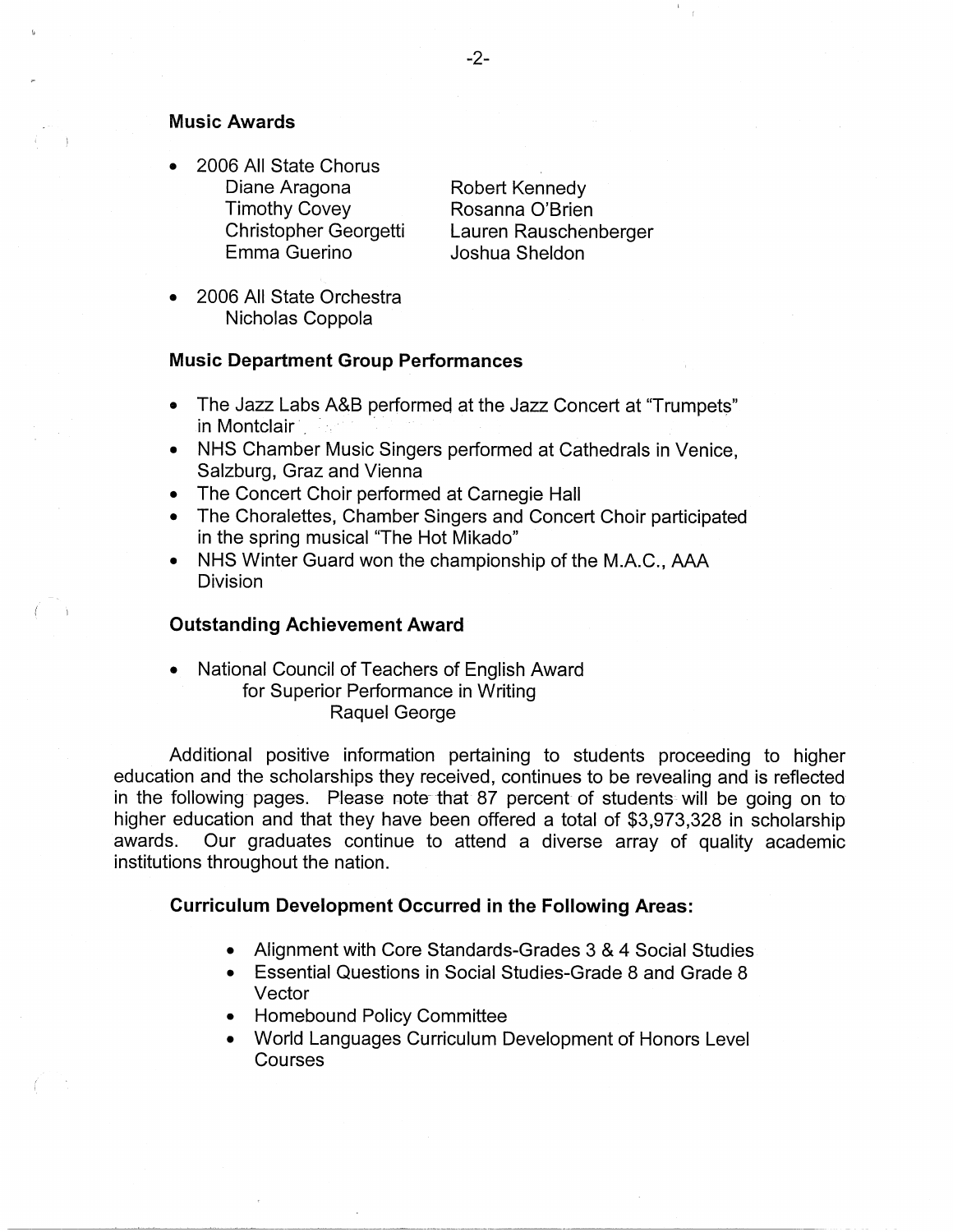### Music Awards

- 2006 All State Chorus
  - Diane Aragona
  - Timothy Covey
  - Christopher Georgetti
  - Emma Guerino
  - Robert Kennedy
  - Rosanna O'Brien
  - Lauren Rauschenberger
  - Joshua Sheldon

- 2006 All State Orchestra
  - Nicholas Coppola

### Music Department Group Performances

- The Jazz Labs A&B performed at the Jazz Concert at "Trumpets" in Montclair
- NHS Chamber Music Singers performed at Cathedrals in Venice, Salzburg, Graz and Vienna
- The Concert Choir performed at Carnegie Hall
- The Choralettes, Chamber Singers and Concert Choir participated in the spring musical "The Hot Mikado"
- NHS Winter Guard won the championship of the M.A.C., AAA Division

### Outstanding Achievement Award

- National Council of Teachers of English Award for Superior Performance in Writing
  - Raquel George

Additional positive information pertaining to students proceeding to higher education and the scholarships they received, continues to be revealing and is reflected in the following pages. Please note that 87 percent of students will be going on to higher education and that they have been offered a total of $3,973,328 in scholarship awards. Our graduates continue to attend a diverse array of quality academic institutions throughout the nation.

### Curriculum Development Occurred in the Following Areas:

- Alignment with Core Standards-Grades 3 & 4 Social Studies
- Essential Questions in Social Studies-Grade 8 and Grade 8 Vector
- Homebound Policy Committee
- World Languages Curriculum Development of Honors Level Courses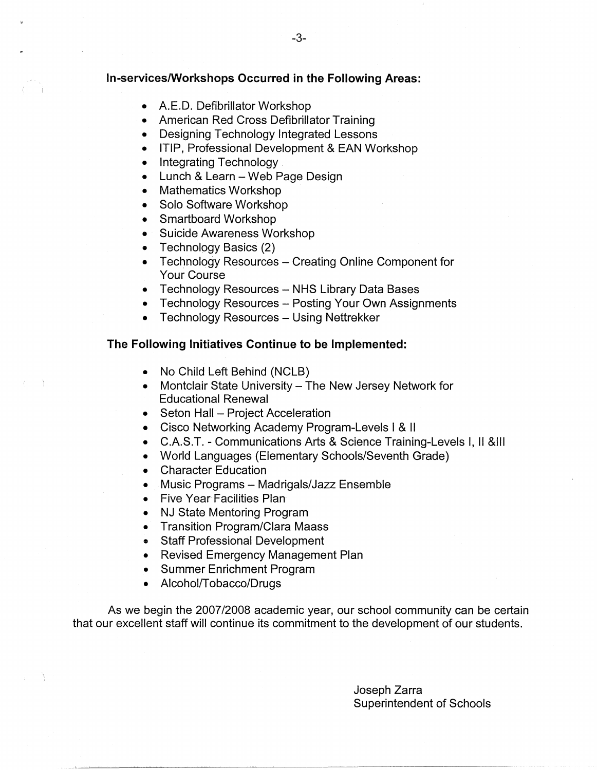**In-services/Workshops Occurred in the Following Areas:**

- A.E.D. Defibrillator Workshop
- American Red Cross Defibrillator Training
- Designing Technology Integrated Lessons
- ITIP, Professional Development & EAN Workshop
- Integrating Technology
- Lunch & Learn – Web Page Design
- Mathematics Workshop
- Solo Software Workshop
- Smartboard Workshop
- Suicide Awareness Workshop
- Technology Basics (2)
- Technology Resources – Creating Online Component for Your Course
- Technology Resources – NHS Library Data Bases
- Technology Resources – Posting Your Own Assignments
- Technology Resources – Using Nettrekker

**The Following Initiatives Continue to be Implemented:**

- No Child Left Behind (NCLB)
- Montclair State University – The New Jersey Network for Educational Renewal
- Seton Hall – Project Acceleration
- Cisco Networking Academy Program-Levels I & II
- C.A.S.T. - Communications Arts & Science Training-Levels I, II &III
- World Languages (Elementary Schools/Seventh Grade)
- Character Education
- Music Programs – Madrigals/Jazz Ensemble
- Five Year Facilities Plan
- NJ State Mentoring Program
- Transition Program/Clara Maass
- Staff Professional Development
- Revised Emergency Management Plan
- Summer Enrichment Program
- Alcohol/Tobacco/Drugs

As we begin the 2007/2008 academic year, our school community can be certain that our excellent staff will continue its commitment to the development of our students.

Joseph Zarra
Superintendent of Schools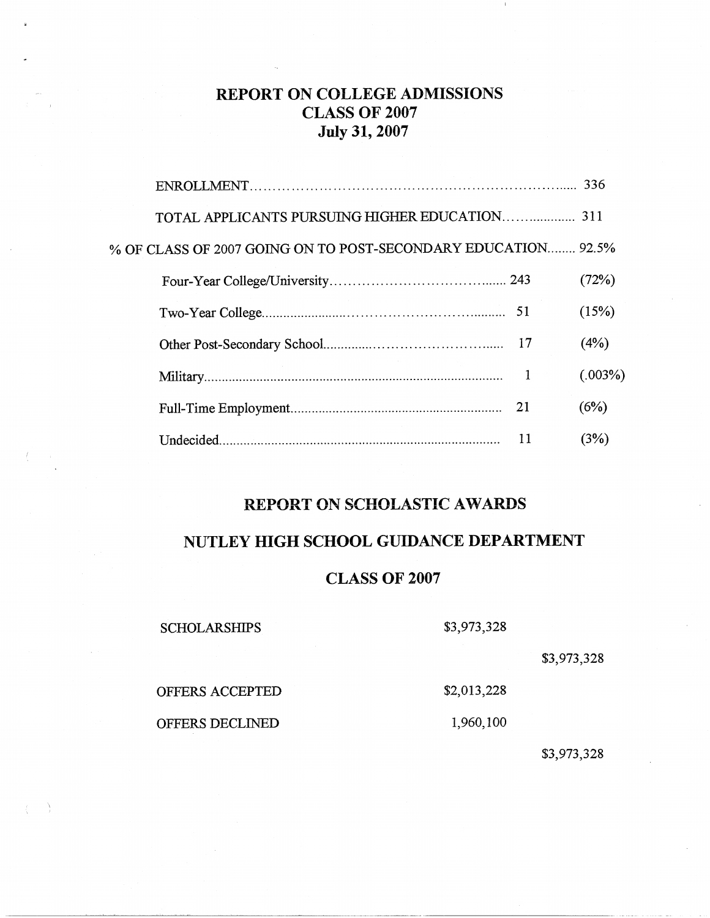# REPORT ON COLLEGE ADMISSIONS
## CLASS OF 2007
## July 31, 2007

| | | |
|---|---|---|
| ENROLLMENT | 336 | |
| TOTAL APPLICANTS PURSUING HIGHER EDUCATION | 311 | |
| % OF CLASS OF 2007 GOING ON TO POST-SECONDARY EDUCATION | 92.5% | |
| Four-Year College/University | 243 | (72%) |
| Two-Year College | 51 | (15%) |
| Other Post-Secondary School | 17 | (4%) |
| Military | 1 | (.003%) |
| Full-Time Employment | 21 | (6%) |
| Undecided | 11 | (3%) |

# REPORT ON SCHOLASTIC AWARDS

## NUTLEY HIGH SCHOOL GUIDANCE DEPARTMENT

## CLASS OF 2007

| | | |
|---|---|---|
| SCHOLARSHIPS | $3,973,328 | |
| | | $3,973,328 |
| OFFERS ACCEPTED | $2,013,228 | |
| OFFERS DECLINED | 1,960,100 | |
| | | $3,973,328 |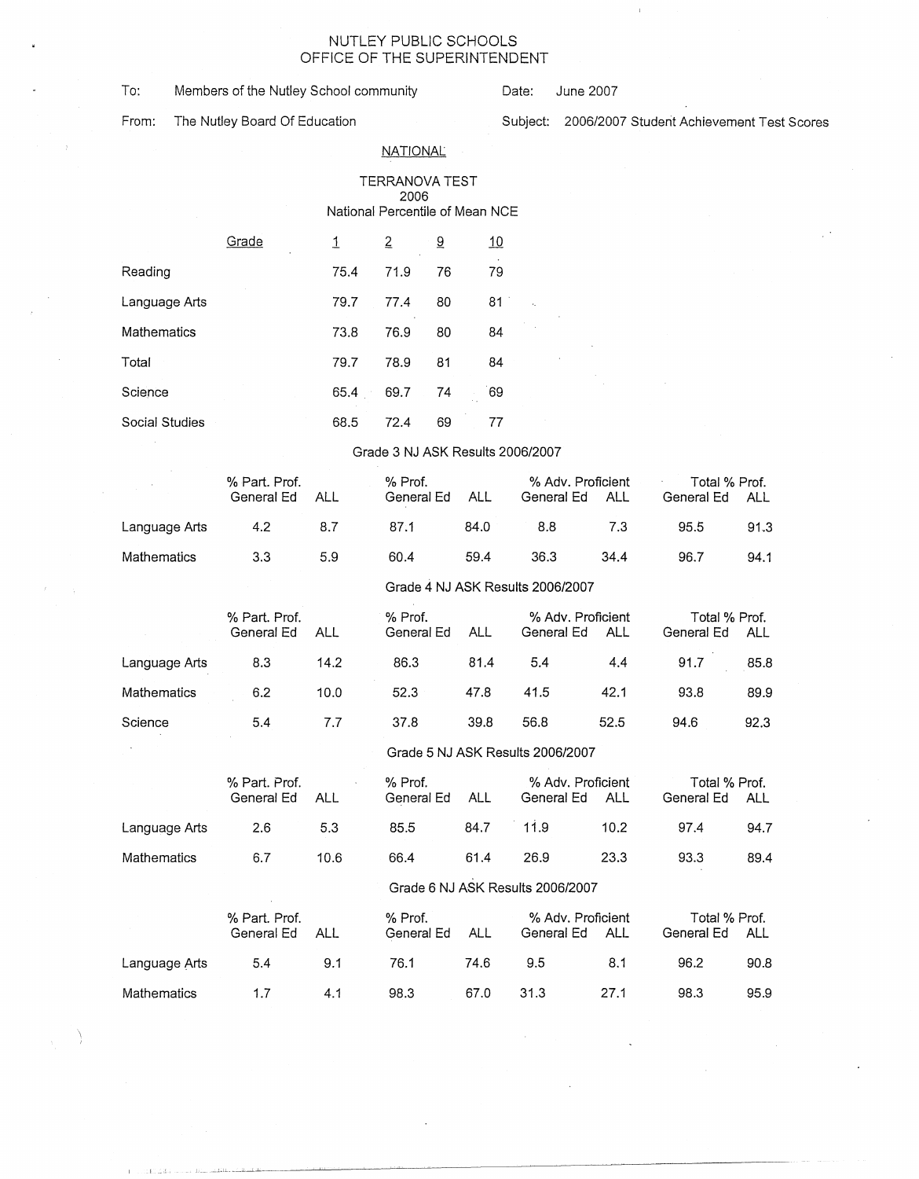# NUTLEY PUBLIC SCHOOLS
## OFFICE OF THE SUPERINTENDENT

To: Members of the Nutley School community

Date: June 2007

From: The Nutley Board Of Education

Subject: 2006/2007 Student Achievement Test Scores

### NATIONAL

**TERRANOVA TEST**
**2006**
**National Percentile of Mean NCE**

| Grade | 1 | 2 | 9 | 10 |
|---|---|---|---|---|
| Reading | 75.4 | 71.9 | 76 | 79 |
| Language Arts | 79.7 | 77.4 | 80 | 81 |
| Mathematics | 73.8 | 76.9 | 80 | 84 |
| Total | 79.7 | 78.9 | 81 | 84 |
| Science | 65.4 | 69.7 | 74 | 69 |
| Social Studies | 68.5 | 72.4 | 69 | 77 |

**Grade 3 NJ ASK Results 2006/2007**

| | % Part. Prof. General Ed | ALL | % Prof. General Ed | ALL | % Adv. Proficient General Ed | ALL | Total % Prof. General Ed | ALL |
|---|---|---|---|---|---|---|---|---|
| Language Arts | 4.2 | 8.7 | 87.1 | 84.0 | 8.8 | 7.3 | 95.5 | 91.3 |
| Mathematics | 3.3 | 5.9 | 60.4 | 59.4 | 36.3 | 34.4 | 96.7 | 94.1 |

**Grade 4 NJ ASK Results 2006/2007**

| | % Part. Prof. General Ed | ALL | % Prof. General Ed | ALL | % Adv. Proficient General Ed | ALL | Total % Prof. General Ed | ALL |
|---|---|---|---|---|---|---|---|---|
| Language Arts | 8.3 | 14.2 | 86.3 | 81.4 | 5.4 | 4.4 | 91.7 | 85.8 |
| Mathematics | 6.2 | 10.0 | 52.3 | 47.8 | 41.5 | 42.1 | 93.8 | 89.9 |
| Science | 5.4 | 7.7 | 37.8 | 39.8 | 56.8 | 52.5 | 94.6 | 92.3 |

**Grade 5 NJ ASK Results 2006/2007**

| | % Part. Prof. General Ed | ALL | % Prof. General Ed | ALL | % Adv. Proficient General Ed | ALL | Total % Prof. General Ed | ALL |
|---|---|---|---|---|---|---|---|---|
| Language Arts | 2.6 | 5.3 | 85.5 | 84.7 | 11.9 | 10.2 | 97.4 | 94.7 |
| Mathematics | 6.7 | 10.6 | 66.4 | 61.4 | 26.9 | 23.3 | 93.3 | 89.4 |

**Grade 6 NJ ASK Results 2006/2007**

| | % Part. Prof. General Ed | ALL | % Prof. General Ed | ALL | % Adv. Proficient General Ed | ALL | Total % Prof. General Ed | ALL |
|---|---|---|---|---|---|---|---|---|
| Language Arts | 5.4 | 9.1 | 76.1 | 74.6 | 9.5 | 8.1 | 96.2 | 90.8 |
| Mathematics | 1.7 | 4.1 | 98.3 | 67.0 | 31.3 | 27.1 | 98.3 | 95.9 |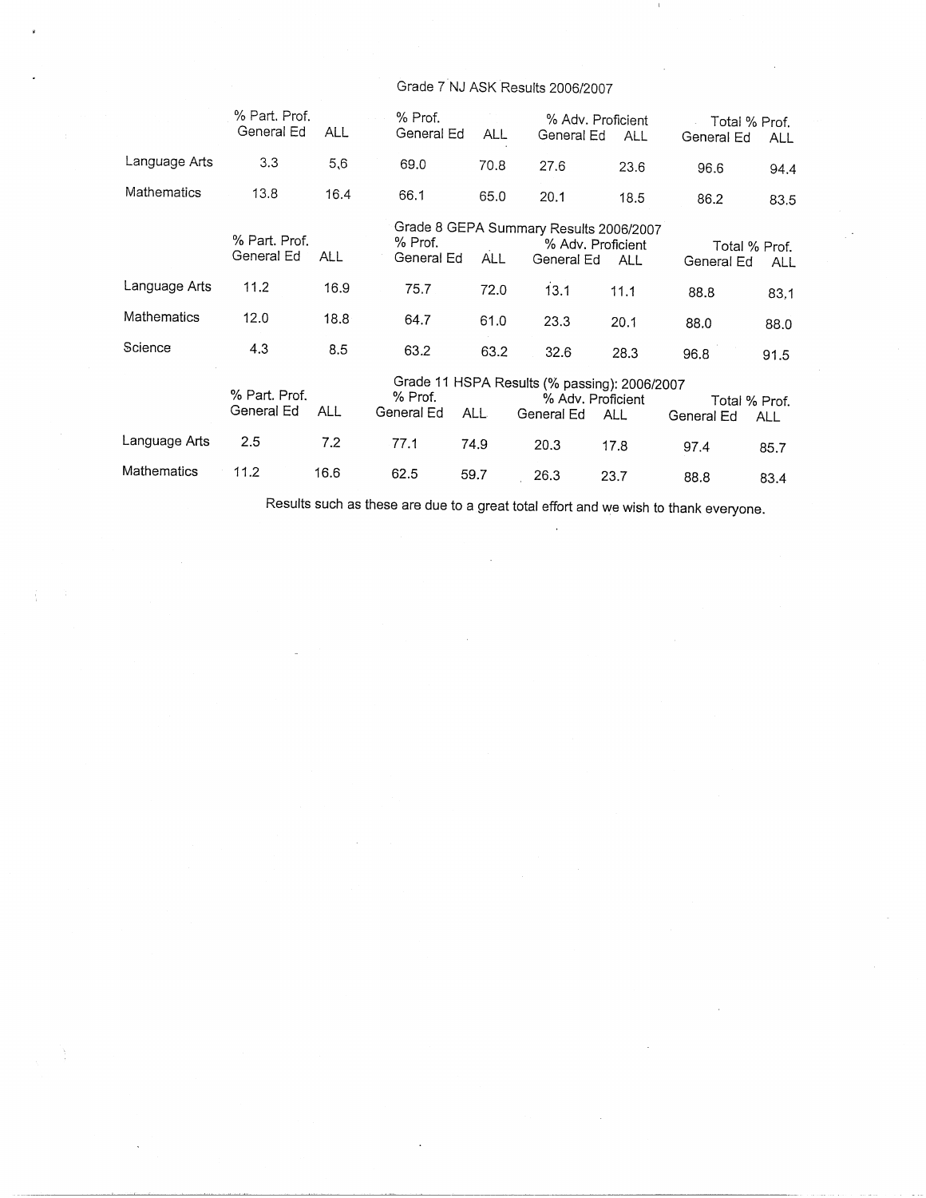## Grade 7 NJ ASK Results 2006/2007

| | % Part. Prof. General Ed | ALL | % Prof. General Ed | ALL | % Adv. Proficient General Ed | ALL | Total % Prof. General Ed | ALL |
|---|---|---|---|---|---|---|---|---|
| Language Arts | 3.3 | 5,6 | 69.0 | 70.8 | 27.6 | 23.6 | 96.6 | 94.4 |
| Mathematics | 13.8 | 16.4 | 66.1 | 65.0 | 20.1 | 18.5 | 86.2 | 83.5 |

## Grade 8 GEPA Summary Results 2006/2007

| | % Part. Prof. General Ed | ALL | % Prof. General Ed | ALL | % Adv. Proficient General Ed | ALL | Total % Prof. General Ed | ALL |
|---|---|---|---|---|---|---|---|---|
| Language Arts | 11.2 | 16.9 | 75.7 | 72.0 | 13.1 | 11.1 | 88.8 | 83,1 |
| Mathematics | 12.0 | 18.8 | 64.7 | 61.0 | 23.3 | 20.1 | 88.0 | 88.0 |
| Science | 4.3 | 8.5 | 63.2 | 63.2 | 32.6 | 28.3 | 96.8 | 91.5 |

## Grade 11 HSPA Results (% passing): 2006/2007

| | % Part. Prof. General Ed | ALL | % Prof. General Ed | ALL | % Adv. Proficient General Ed | ALL | Total % Prof. General Ed | ALL |
|---|---|---|---|---|---|---|---|---|
| Language Arts | 2.5 | 7.2 | 77.1 | 74.9 | 20.3 | 17.8 | 97.4 | 85.7 |
| Mathematics | 11.2 | 16.6 | 62.5 | 59.7 | 26.3 | 23.7 | 88.8 | 83.4 |

Results such as these are due to a great total effort and we wish to thank everyone.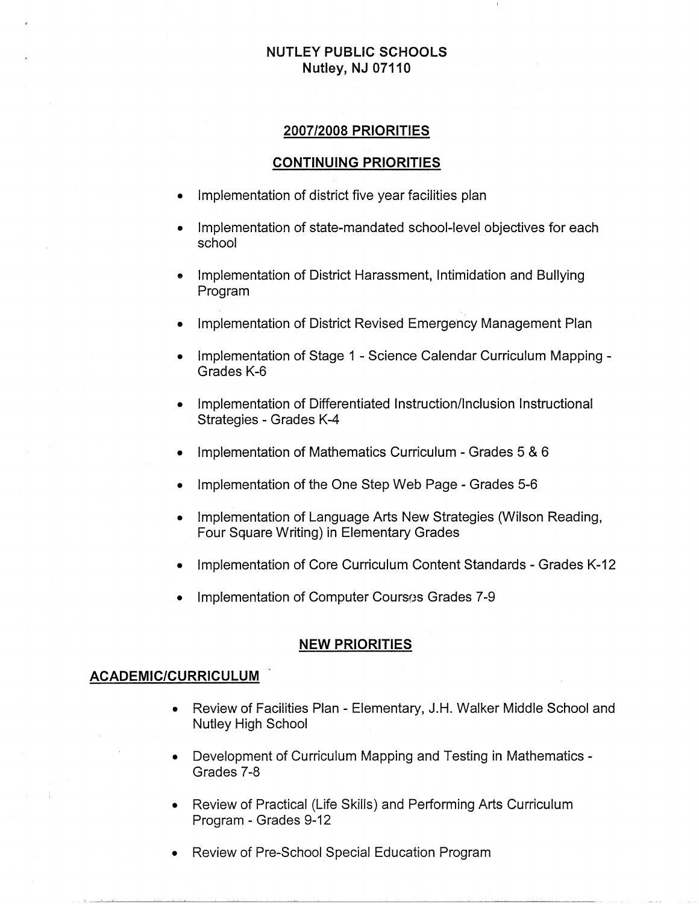**NUTLEY PUBLIC SCHOOLS**
**Nutley, NJ 07110**

## 2007/2008 PRIORITIES

## CONTINUING PRIORITIES

- Implementation of district five year facilities plan
- Implementation of state-mandated school-level objectives for each school
- Implementation of District Harassment, Intimidation and Bullying Program
- Implementation of District Revised Emergency Management Plan
- Implementation of Stage 1 - Science Calendar Curriculum Mapping - Grades K-6
- Implementation of Differentiated Instruction/Inclusion Instructional Strategies - Grades K-4
- Implementation of Mathematics Curriculum - Grades 5 & 6
- Implementation of the One Step Web Page - Grades 5-6
- Implementation of Language Arts New Strategies (Wilson Reading, Four Square Writing) in Elementary Grades
- Implementation of Core Curriculum Content Standards - Grades K-12
- Implementation of Computer Courses Grades 7-9

## NEW PRIORITIES

### ACADEMIC/CURRICULUM

- Review of Facilities Plan - Elementary, J.H. Walker Middle School and Nutley High School
- Development of Curriculum Mapping and Testing in Mathematics - Grades 7-8
- Review of Practical (Life Skills) and Performing Arts Curriculum Program - Grades 9-12
- Review of Pre-School Special Education Program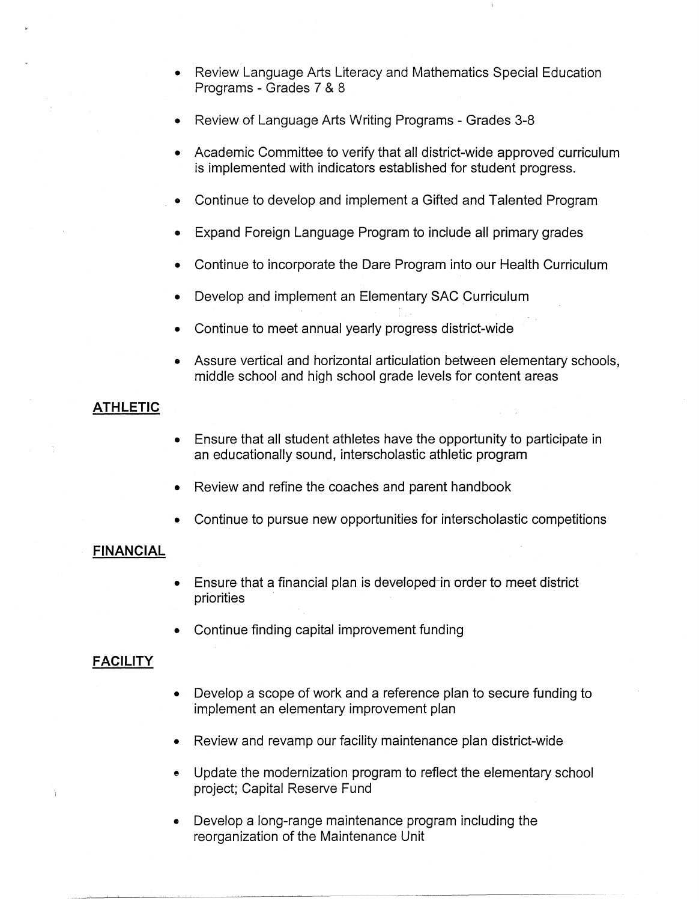- Review Language Arts Literacy and Mathematics Special Education Programs - Grades 7 & 8
- Review of Language Arts Writing Programs - Grades 3-8
- Academic Committee to verify that all district-wide approved curriculum is implemented with indicators established for student progress.
- Continue to develop and implement a Gifted and Talented Program
- Expand Foreign Language Program to include all primary grades
- Continue to incorporate the Dare Program into our Health Curriculum
- Develop and implement an Elementary SAC Curriculum
- Continue to meet annual yearly progress district-wide
- Assure vertical and horizontal articulation between elementary schools, middle school and high school grade levels for content areas

**ATHLETIC**

- Ensure that all student athletes have the opportunity to participate in an educationally sound, interscholastic athletic program
- Review and refine the coaches and parent handbook
- Continue to pursue new opportunities for interscholastic competitions

**FINANCIAL**

- Ensure that a financial plan is developed in order to meet district priorities
- Continue finding capital improvement funding

**FACILITY**

- Develop a scope of work and a reference plan to secure funding to implement an elementary improvement plan
- Review and revamp our facility maintenance plan district-wide
- Update the modernization program to reflect the elementary school project; Capital Reserve Fund
- Develop a long-range maintenance program including the reorganization of the Maintenance Unit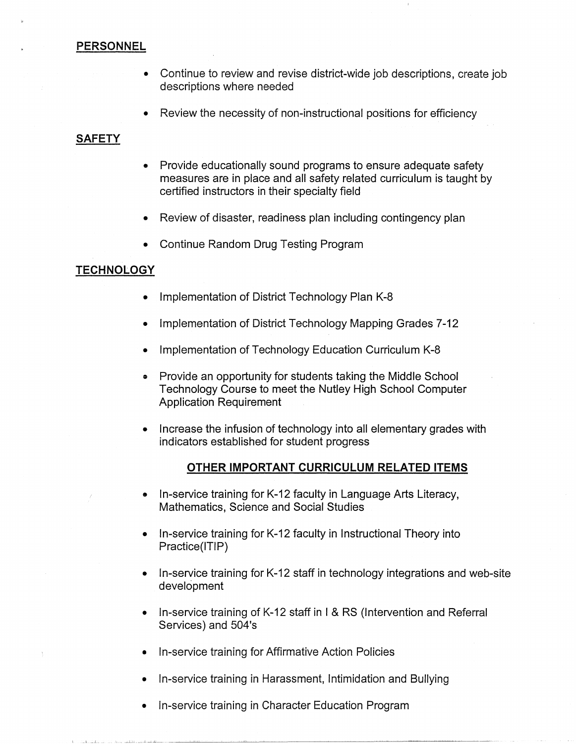## PERSONNEL

- Continue to review and revise district-wide job descriptions, create job descriptions where needed
- Review the necessity of non-instructional positions for efficiency

## SAFETY

- Provide educationally sound programs to ensure adequate safety measures are in place and all safety related curriculum is taught by certified instructors in their specialty field
- Review of disaster, readiness plan including contingency plan
- Continue Random Drug Testing Program

## TECHNOLOGY

- Implementation of District Technology Plan K-8
- Implementation of District Technology Mapping Grades 7-12
- Implementation of Technology Education Curriculum K-8
- Provide an opportunity for students taking the Middle School Technology Course to meet the Nutley High School Computer Application Requirement
- Increase the infusion of technology into all elementary grades with indicators established for student progress

## OTHER IMPORTANT CURRICULUM RELATED ITEMS

- In-service training for K-12 faculty in Language Arts Literacy, Mathematics, Science and Social Studies
- In-service training for K-12 faculty in Instructional Theory into Practice(ITIP)
- In-service training for K-12 staff in technology integrations and web-site development
- In-service training of K-12 staff in I & RS (Intervention and Referral Services) and 504's
- In-service training for Affirmative Action Policies
- In-service training in Harassment, Intimidation and Bullying
- In-service training in Character Education Program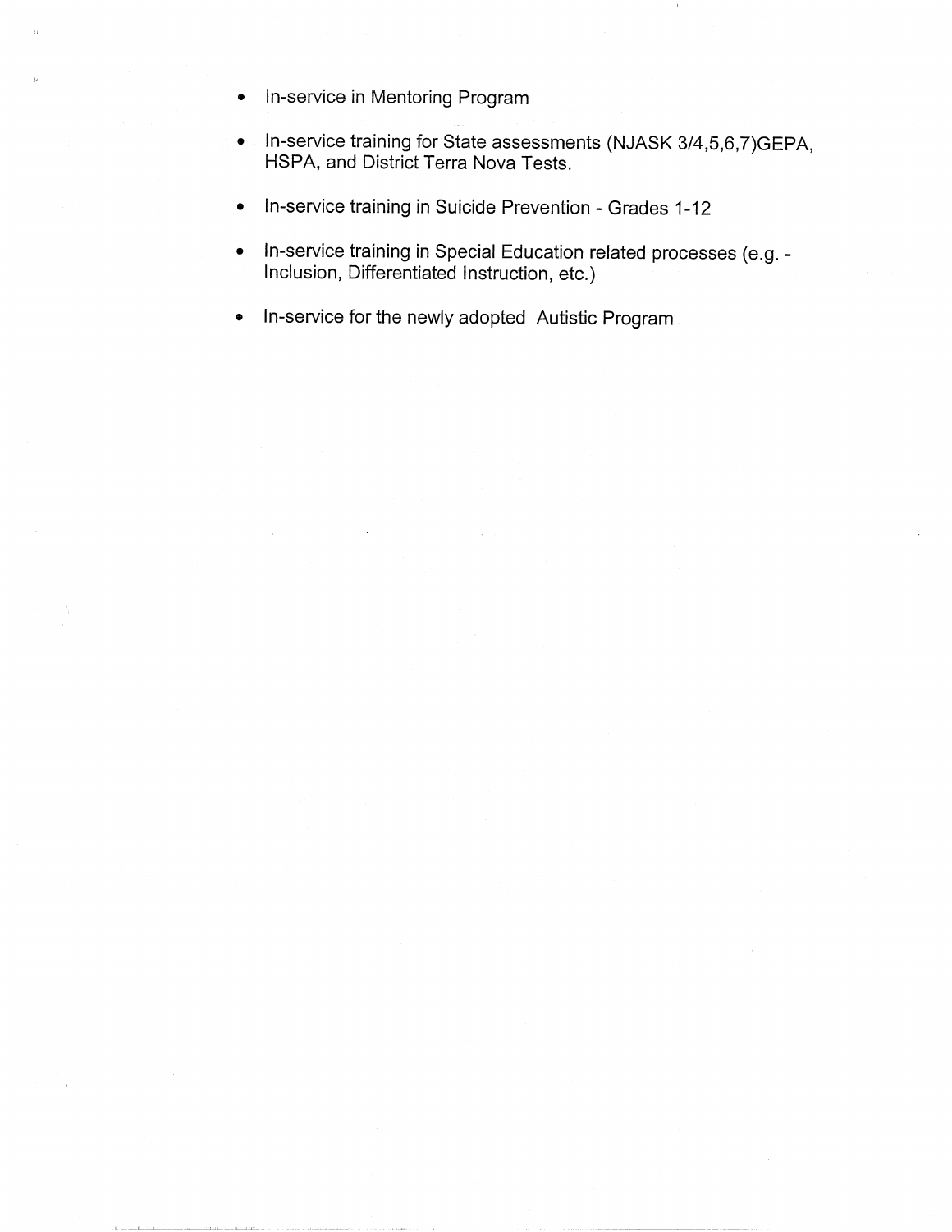- In-service in Mentoring Program
- In-service training for State assessments (NJASK 3/4,5,6,7)GEPA, HSPA, and District Terra Nova Tests.
- In-service training in Suicide Prevention - Grades 1-12
- In-service training in Special Education related processes (e.g. - Inclusion, Differentiated Instruction, etc.)
- In-service for the newly adopted Autistic Program